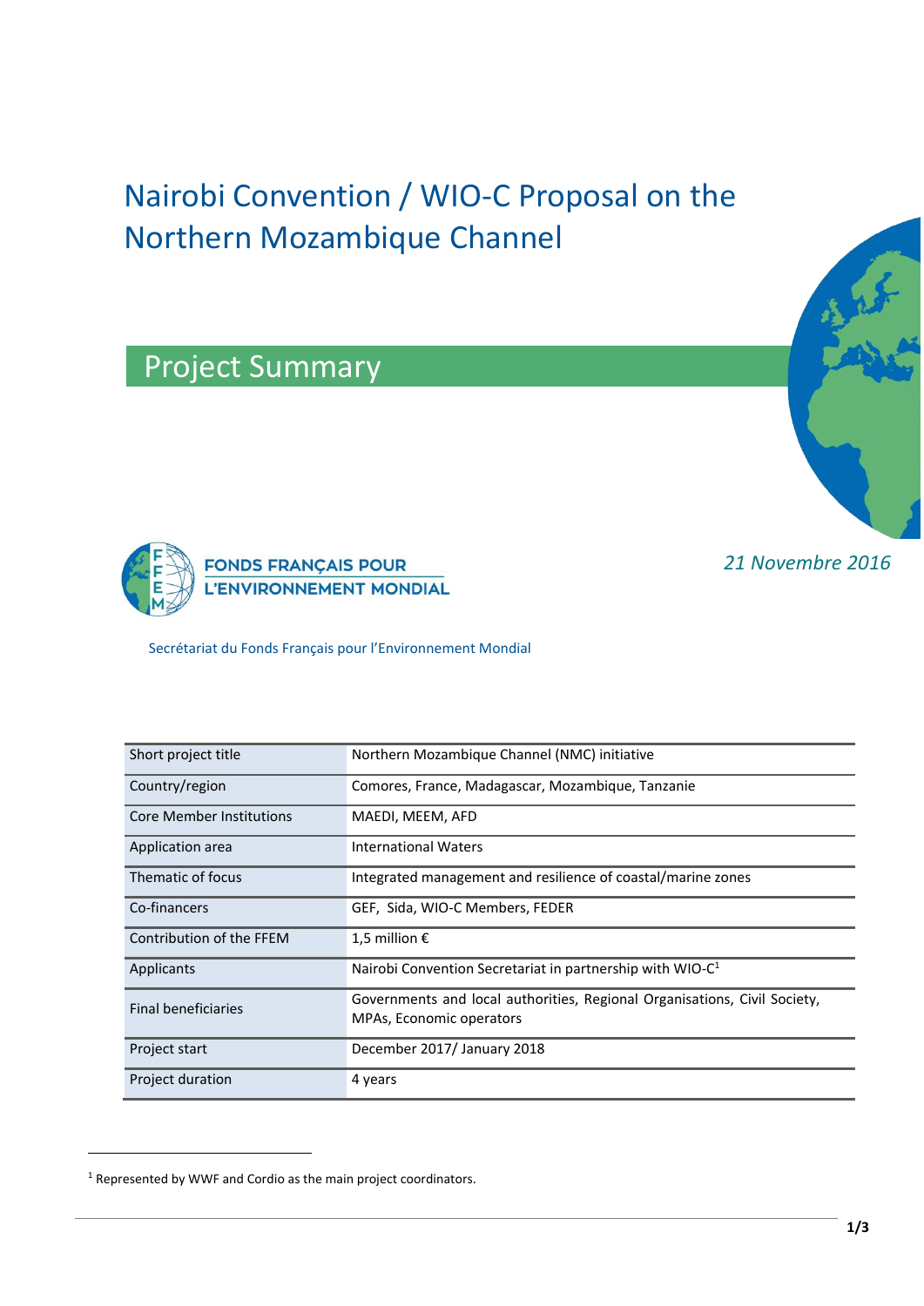# Nairobi Convention / WIO-C Proposal on the Northern Mozambique Channel

## Project Summary

FONDS FRANÇAIS POUR L'ENVIRONNEMENT MONDIAL

*21 Novembre 2016*

Secrétariat du Fonds Français pour l'Environnement Mondial

| | |
|---|---|
| Short project title | Northern Mozambique Channel (NMC) initiative |
| Country/region | Comores, France, Madagascar, Mozambique, Tanzanie |
| Core Member Institutions | MAEDI, MEEM, AFD |
| Application area | International Waters |
| Thematic of focus | Integrated management and resilience of coastal/marine zones |
| Co-financers | GEF, Sida, WIO-C Members, FEDER |
| Contribution of the FFEM | 1,5 million € |
| Applicants | Nairobi Convention Secretariat in partnership with WIO-C[1] |
| Final beneficiaries | Governments and local authorities, Regional Organisations, Civil Society, MPAs, Economic operators |
| Project start | December 2017/ January 2018 |
| Project duration | 4 years |

[1] Represented by WWF and Cordio as the main project coordinators.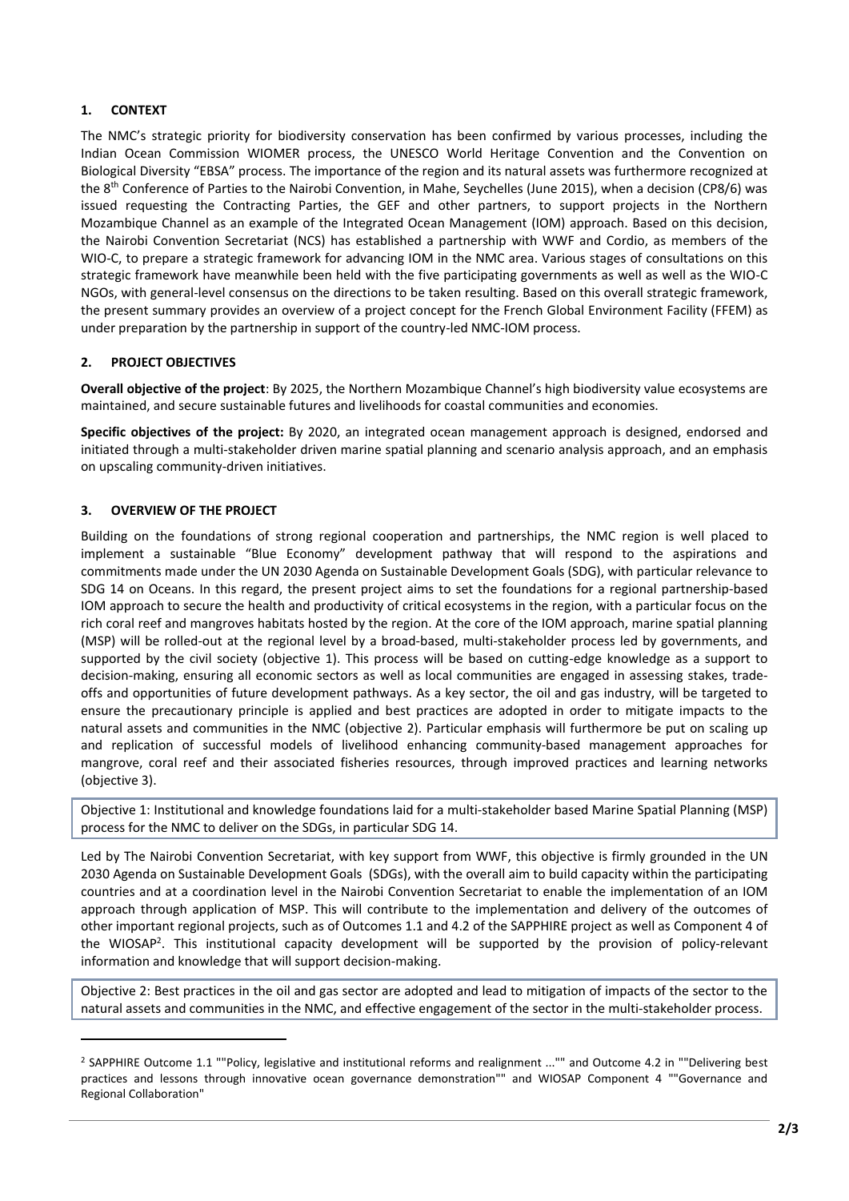## 1. CONTEXT

The NMC's strategic priority for biodiversity conservation has been confirmed by various processes, including the Indian Ocean Commission WIOMER process, the UNESCO World Heritage Convention and the Convention on Biological Diversity "EBSA" process. The importance of the region and its natural assets was furthermore recognized at the 8th Conference of Parties to the Nairobi Convention, in Mahe, Seychelles (June 2015), when a decision (CP8/6) was issued requesting the Contracting Parties, the GEF and other partners, to support projects in the Northern Mozambique Channel as an example of the Integrated Ocean Management (IOM) approach. Based on this decision, the Nairobi Convention Secretariat (NCS) has established a partnership with WWF and Cordio, as members of the WIO-C, to prepare a strategic framework for advancing IOM in the NMC area. Various stages of consultations on this strategic framework have meanwhile been held with the five participating governments as well as well as the WIO-C NGOs, with general-level consensus on the directions to be taken resulting. Based on this overall strategic framework, the present summary provides an overview of a project concept for the French Global Environment Facility (FFEM) as under preparation by the partnership in support of the country-led NMC-IOM process.

## 2. PROJECT OBJECTIVES

**Overall objective of the project**: By 2025, the Northern Mozambique Channel's high biodiversity value ecosystems are maintained, and secure sustainable futures and livelihoods for coastal communities and economies.

**Specific objectives of the project:** By 2020, an integrated ocean management approach is designed, endorsed and initiated through a multi-stakeholder driven marine spatial planning and scenario analysis approach, and an emphasis on upscaling community-driven initiatives.

## 3. OVERVIEW OF THE PROJECT

Building on the foundations of strong regional cooperation and partnerships, the NMC region is well placed to implement a sustainable "Blue Economy" development pathway that will respond to the aspirations and commitments made under the UN 2030 Agenda on Sustainable Development Goals (SDG), with particular relevance to SDG 14 on Oceans. In this regard, the present project aims to set the foundations for a regional partnership-based IOM approach to secure the health and productivity of critical ecosystems in the region, with a particular focus on the rich coral reef and mangroves habitats hosted by the region. At the core of the IOM approach, marine spatial planning (MSP) will be rolled-out at the regional level by a broad-based, multi-stakeholder process led by governments, and supported by the civil society (objective 1). This process will be based on cutting-edge knowledge as a support to decision-making, ensuring all economic sectors as well as local communities are engaged in assessing stakes, trade-offs and opportunities of future development pathways. As a key sector, the oil and gas industry, will be targeted to ensure the precautionary principle is applied and best practices are adopted in order to mitigate impacts to the natural assets and communities in the NMC (objective 2). Particular emphasis will furthermore be put on scaling up and replication of successful models of livelihood enhancing community-based management approaches for mangrove, coral reef and their associated fisheries resources, through improved practices and learning networks (objective 3).

Objective 1: Institutional and knowledge foundations laid for a multi-stakeholder based Marine Spatial Planning (MSP) process for the NMC to deliver on the SDGs, in particular SDG 14.

Led by The Nairobi Convention Secretariat, with key support from WWF, this objective is firmly grounded in the UN 2030 Agenda on Sustainable Development Goals (SDGs), with the overall aim to build capacity within the participating countries and at a coordination level in the Nairobi Convention Secretariat to enable the implementation of an IOM approach through application of MSP. This will contribute to the implementation and delivery of the outcomes of other important regional projects, such as of Outcomes 1.1 and 4.2 of the SAPPHIRE project as well as Component 4 of the WIOSAP[2]. This institutional capacity development will be supported by the provision of policy-relevant information and knowledge that will support decision-making.

Objective 2: Best practices in the oil and gas sector are adopted and lead to mitigation of impacts of the sector to the natural assets and communities in the NMC, and effective engagement of the sector in the multi-stakeholder process.

[2] SAPPHIRE Outcome 1.1 ""Policy, legislative and institutional reforms and realignment ..."" and Outcome 4.2 in ""Delivering best practices and lessons through innovative ocean governance demonstration"" and WIOSAP Component 4 ""Governance and Regional Collaboration"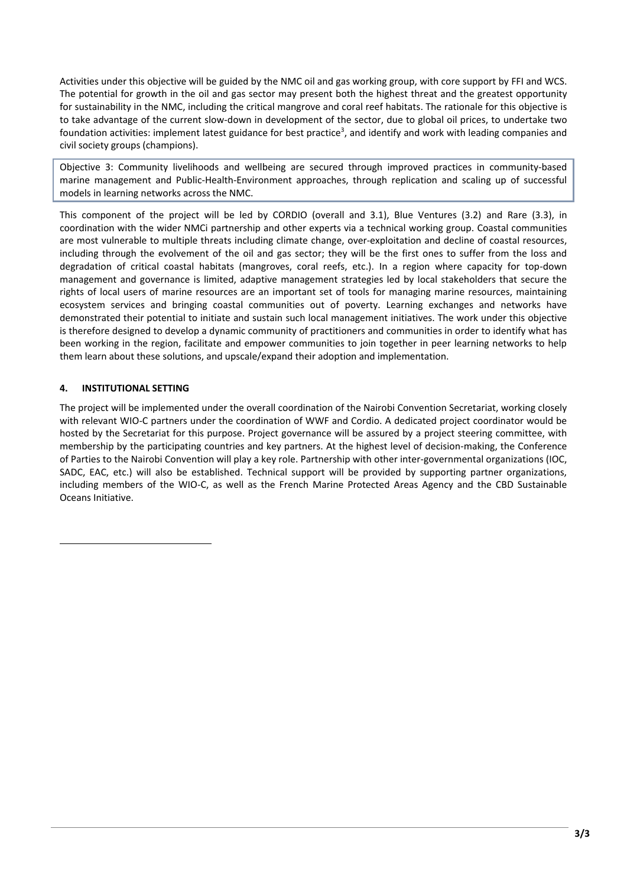Activities under this objective will be guided by the NMC oil and gas working group, with core support by FFI and WCS. The potential for growth in the oil and gas sector may present both the highest threat and the greatest opportunity for sustainability in the NMC, including the critical mangrove and coral reef habitats. The rationale for this objective is to take advantage of the current slow-down in development of the sector, due to global oil prices, to undertake two foundation activities: implement latest guidance for best practice[3], and identify and work with leading companies and civil society groups (champions).

Objective 3: Community livelihoods and wellbeing are secured through improved practices in community-based marine management and Public-Health-Environment approaches, through replication and scaling up of successful models in learning networks across the NMC.

This component of the project will be led by CORDIO (overall and 3.1), Blue Ventures (3.2) and Rare (3.3), in coordination with the wider NMCi partnership and other experts via a technical working group. Coastal communities are most vulnerable to multiple threats including climate change, over-exploitation and decline of coastal resources, including through the evolvement of the oil and gas sector; they will be the first ones to suffer from the loss and degradation of critical coastal habitats (mangroves, coral reefs, etc.). In a region where capacity for top-down management and governance is limited, adaptive management strategies led by local stakeholders that secure the rights of local users of marine resources are an important set of tools for managing marine resources, maintaining ecosystem services and bringing coastal communities out of poverty. Learning exchanges and networks have demonstrated their potential to initiate and sustain such local management initiatives. The work under this objective is therefore designed to develop a dynamic community of practitioners and communities in order to identify what has been working in the region, facilitate and empower communities to join together in peer learning networks to help them learn about these solutions, and upscale/expand their adoption and implementation.

## 4. INSTITUTIONAL SETTING

The project will be implemented under the overall coordination of the Nairobi Convention Secretariat, working closely with relevant WIO-C partners under the coordination of WWF and Cordio. A dedicated project coordinator would be hosted by the Secretariat for this purpose. Project governance will be assured by a project steering committee, with membership by the participating countries and key partners. At the highest level of decision-making, the Conference of Parties to the Nairobi Convention will play a key role. Partnership with other inter-governmental organizations (IOC, SADC, EAC, etc.) will also be established. Technical support will be provided by supporting partner organizations, including members of the WIO-C, as well as the French Marine Protected Areas Agency and the CBD Sustainable Oceans Initiative.